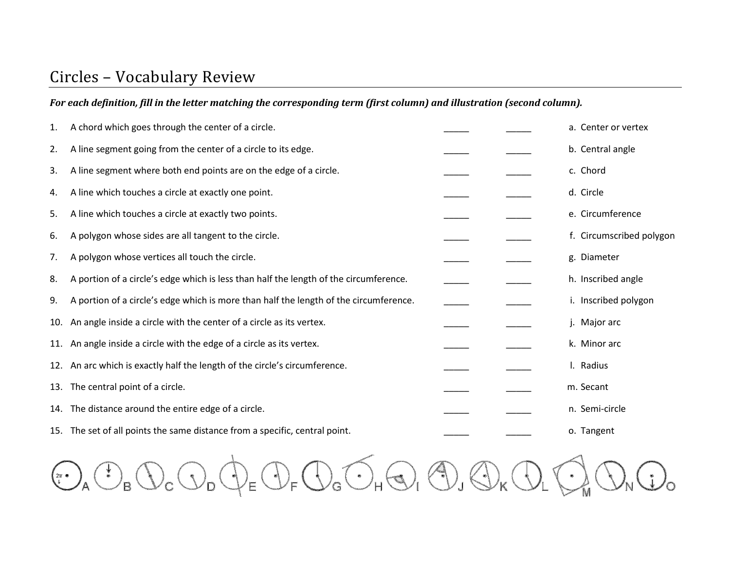# Circles – Vocabulary Review

***For each definition, fill in the letter matching the corresponding term (first column) and illustration (second column).***

| | Definition | Term | Illustration | | Terms |
|---|---|---|---|---|---|
| 1. | A chord which goes through the center of a circle. | _____ | _____ | a. | Center or vertex |
| 2. | A line segment going from the center of a circle to its edge. | _____ | _____ | b. | Central angle |
| 3. | A line segment where both end points are on the edge of a circle. | _____ | _____ | c. | Chord |
| 4. | A line which touches a circle at exactly one point. | _____ | _____ | d. | Circle |
| 5. | A line which touches a circle at exactly two points. | _____ | _____ | e. | Circumference |
| 6. | A polygon whose sides are all tangent to the circle. | _____ | _____ | f. | Circumscribed polygon |
| 7. | A polygon whose vertices all touch the circle. | _____ | _____ | g. | Diameter |
| 8. | A portion of a circle's edge which is less than half the length of the circumference. | _____ | _____ | h. | Inscribed angle |
| 9. | A portion of a circle's edge which is more than half the length of the circumference. | _____ | _____ | i. | Inscribed polygon |
| 10. | An angle inside a circle with the center of a circle as its vertex. | _____ | _____ | j. | Major arc |
| 11. | An angle inside a circle with the edge of a circle as its vertex. | _____ | _____ | k. | Minor arc |
| 12. | An arc which is exactly half the length of the circle's circumference. | _____ | _____ | l. | Radius |
| 13. | The central point of a circle. | _____ | _____ | m. | Secant |
| 14. | The distance around the entire edge of a circle. | _____ | _____ | n. | Semi-circle |
| 15. | The set of all points the same distance from a specific, central point. | _____ | _____ | o. | Tangent |

A B C D E F G H I J K L M N O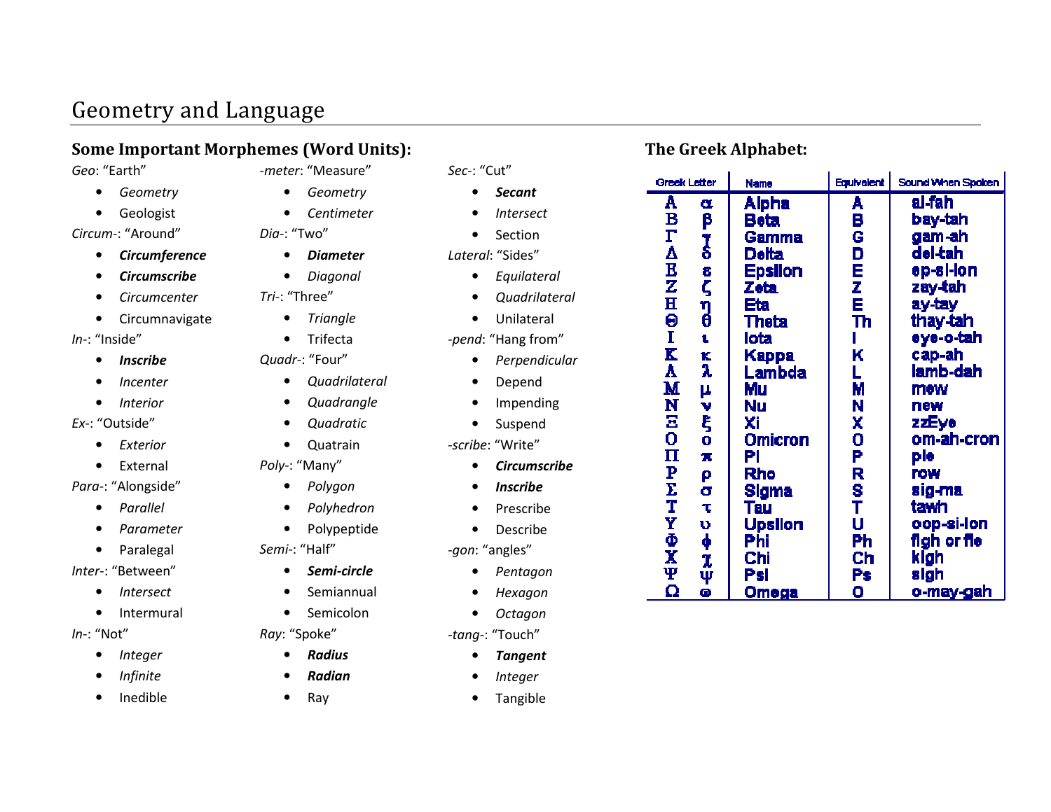# Geometry and Language

## Some Important Morphemes (Word Units):

*Geo*: "Earth"

- *Geometry*
- Geologist

*Circum-*: "Around"

- ***Circumference***
- ***Circumscribe***
- *Circumcenter*
- Circumnavigate

*In-*: "Inside"

- ***Inscribe***
- *Incenter*
- *Interior*

*Ex-*: "Outside"

- *Exterior*
- External

*Para-*: "Alongside"

- *Parallel*
- *Parameter*
- Paralegal

*Inter-*: "Between"

- *Intersect*
- Intermural

*In-*: "Not"

- *Integer*
- *Infinite*
- Inedible

*-meter*: "Measure"

- *Geometry*
- *Centimeter*

*Dia-*: "Two"

- ***Diameter***
- *Diagonal*

*Tri-*: "Three"

- *Triangle*
- Trifecta

*Quadr-*: "Four"

- *Quadrilateral*
- *Quadrangle*
- *Quadratic*
- Quatrain

*Poly-*: "Many"

- *Polygon*
- *Polyhedron*
- Polypeptide

*Semi-*: "Half"

- ***Semi-circle***
- Semiannual
- Semicolon

*Ray*: "Spoke"

- ***Radius***
- ***Radian***
- Ray

*Sec-*: "Cut"

- ***Secant***
- *Intersect*
- Section

*Lateral*: "Sides"

- *Equilateral*
- *Quadrilateral*
- Unilateral

*-pend*: "Hang from"

- *Perpendicular*
- Depend
- Impending
- Suspend

*-scribe*: "Write"

- ***Circumscribe***
- ***Inscribe***
- Prescribe
- Describe

*-gon*: "angles"

- *Pentagon*
- *Hexagon*
- *Octagon*

*-tang-*: "Touch"

- ***Tangent***
- *Integer*
- Tangible

## The Greek Alphabet:

| Greek Letter | | Name | Equivalent | Sound When Spoken |
|---|---|---|---|---|
| Α | α | Alpha | A | al-fah |
| Β | β | Beta | B | bay-tah |
| Γ | γ | Gamma | G | gam-ah |
| Δ | δ | Delta | D | del-tah |
| Ε | ε | Epsilon | E | ep-si-lon |
| Ζ | ζ | Zeta | Z | zay-tah |
| Η | η | Eta | E | ay-tay |
| Θ | θ | Theta | Th | thay-tah |
| Ι | ι | Iota | I | eye-o-tah |
| Κ | κ | Kappa | K | cap-ah |
| Λ | λ | Lambda | L | lamb-dah |
| Μ | μ | Mu | M | mew |
| Ν | ν | Nu | N | new |
| Ξ | ξ | Xi | X | zzEye |
| Ο | ο | Omicron | O | om-ah-cron |
| Π | π | Pi | P | pie |
| Ρ | ρ | Rho | R | row |
| Σ | σ | Sigma | S | sig-ma |
| Τ | τ | Tau | T | tawh |
| Υ | υ | Upsilon | U | oop-si-lon |
| Φ | φ | Phi | Ph | figh or fie |
| Χ | χ | Chi | Ch | kigh |
| Ψ | ψ | Psi | Ps | sigh |
| Ω | ω | Omega | O | o-may-gah |